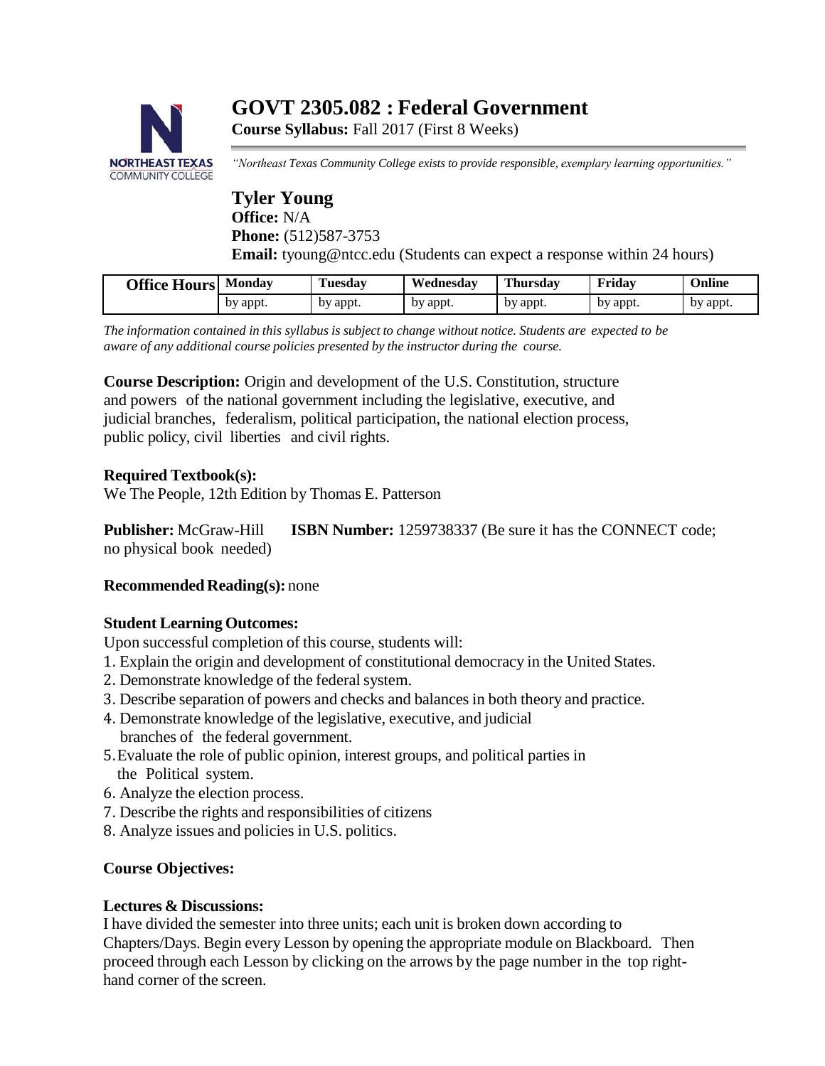# GOVT 2305.082 : Federal Government

**Course Syllabus:** Fall 2017 (First 8 Weeks)

*"Northeast Texas Community College exists to provide responsible, exemplary learning opportunities."*

## Tyler Young

**Office:** N/A
**Phone:** (512)587-3753
**Email:** tyoung@ntcc.edu (Students can expect a response within 24 hours)

| Office Hours | Monday | Tuesday | Wednesday | Thursday | Friday | Online |
|---|---|---|---|---|---|---|
| | by appt. | by appt. | by appt. | by appt. | by appt. | by appt. |

*The information contained in this syllabus is subject to change without notice. Students are expected to be aware of any additional course policies presented by the instructor during the course.*

**Course Description:** Origin and development of the U.S. Constitution, structure and powers of the national government including the legislative, executive, and judicial branches, federalism, political participation, the national election process, public policy, civil liberties and civil rights.

**Required Textbook(s):**
We The People, 12th Edition by Thomas E. Patterson

**Publisher:** McGraw-Hill **ISBN Number:** 1259738337 (Be sure it has the CONNECT code; no physical book needed)

**Recommended Reading(s):** none

**Student Learning Outcomes:**
Upon successful completion of this course, students will:

1. Explain the origin and development of constitutional democracy in the United States.
2. Demonstrate knowledge of the federal system.
3. Describe separation of powers and checks and balances in both theory and practice.
4. Demonstrate knowledge of the legislative, executive, and judicial branches of the federal government.
5. Evaluate the role of public opinion, interest groups, and political parties in the Political system.
6. Analyze the election process.
7. Describe the rights and responsibilities of citizens
8. Analyze issues and policies in U.S. politics.

**Course Objectives:**

**Lectures & Discussions:**
I have divided the semester into three units; each unit is broken down according to Chapters/Days. Begin every Lesson by opening the appropriate module on Blackboard. Then proceed through each Lesson by clicking on the arrows by the page number in the top right-hand corner of the screen.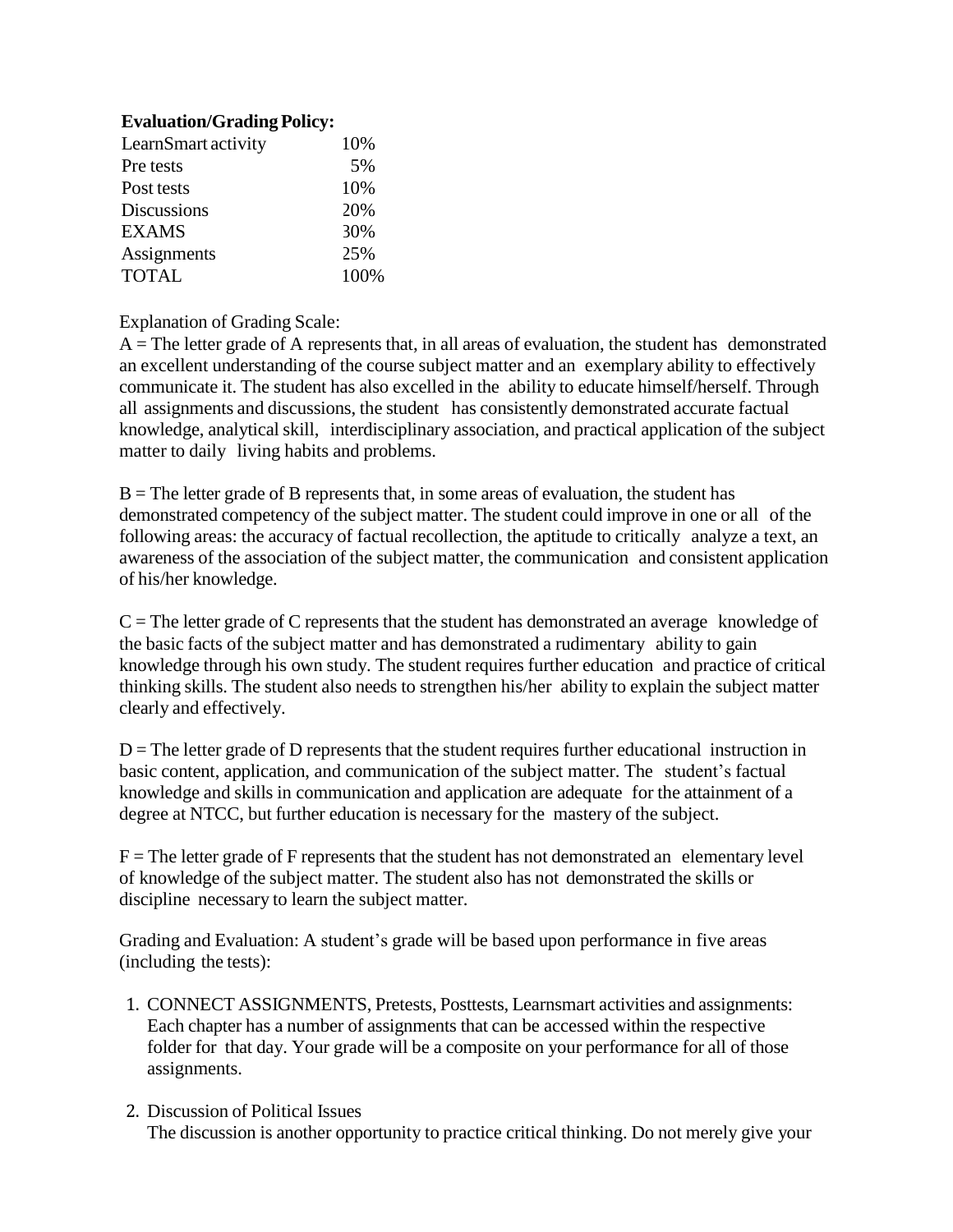**Evaluation/Grading Policy:**

| | |
|---|---|
| LearnSmart activity | 10% |
| Pre tests | 5% |
| Post tests | 10% |
| Discussions | 20% |
| EXAMS | 30% |
| Assignments | 25% |
| TOTAL | 100% |

Explanation of Grading Scale:

A = The letter grade of A represents that, in all areas of evaluation, the student has demonstrated an excellent understanding of the course subject matter and an exemplary ability to effectively communicate it. The student has also excelled in the ability to educate himself/herself. Through all assignments and discussions, the student has consistently demonstrated accurate factual knowledge, analytical skill, interdisciplinary association, and practical application of the subject matter to daily living habits and problems.

B = The letter grade of B represents that, in some areas of evaluation, the student has demonstrated competency of the subject matter. The student could improve in one or all of the following areas: the accuracy of factual recollection, the aptitude to critically analyze a text, an awareness of the association of the subject matter, the communication and consistent application of his/her knowledge.

C = The letter grade of C represents that the student has demonstrated an average knowledge of the basic facts of the subject matter and has demonstrated a rudimentary ability to gain knowledge through his own study. The student requires further education and practice of critical thinking skills. The student also needs to strengthen his/her ability to explain the subject matter clearly and effectively.

D = The letter grade of D represents that the student requires further educational instruction in basic content, application, and communication of the subject matter. The student's factual knowledge and skills in communication and application are adequate for the attainment of a degree at NTCC, but further education is necessary for the mastery of the subject.

F = The letter grade of F represents that the student has not demonstrated an elementary level of knowledge of the subject matter. The student also has not demonstrated the skills or discipline necessary to learn the subject matter.

Grading and Evaluation: A student's grade will be based upon performance in five areas (including the tests):

1. CONNECT ASSIGNMENTS, Pretests, Posttests, Learnsmart activities and assignments: Each chapter has a number of assignments that can be accessed within the respective folder for that day. Your grade will be a composite on your performance for all of those assignments.
2. Discussion of Political Issues
   The discussion is another opportunity to practice critical thinking. Do not merely give your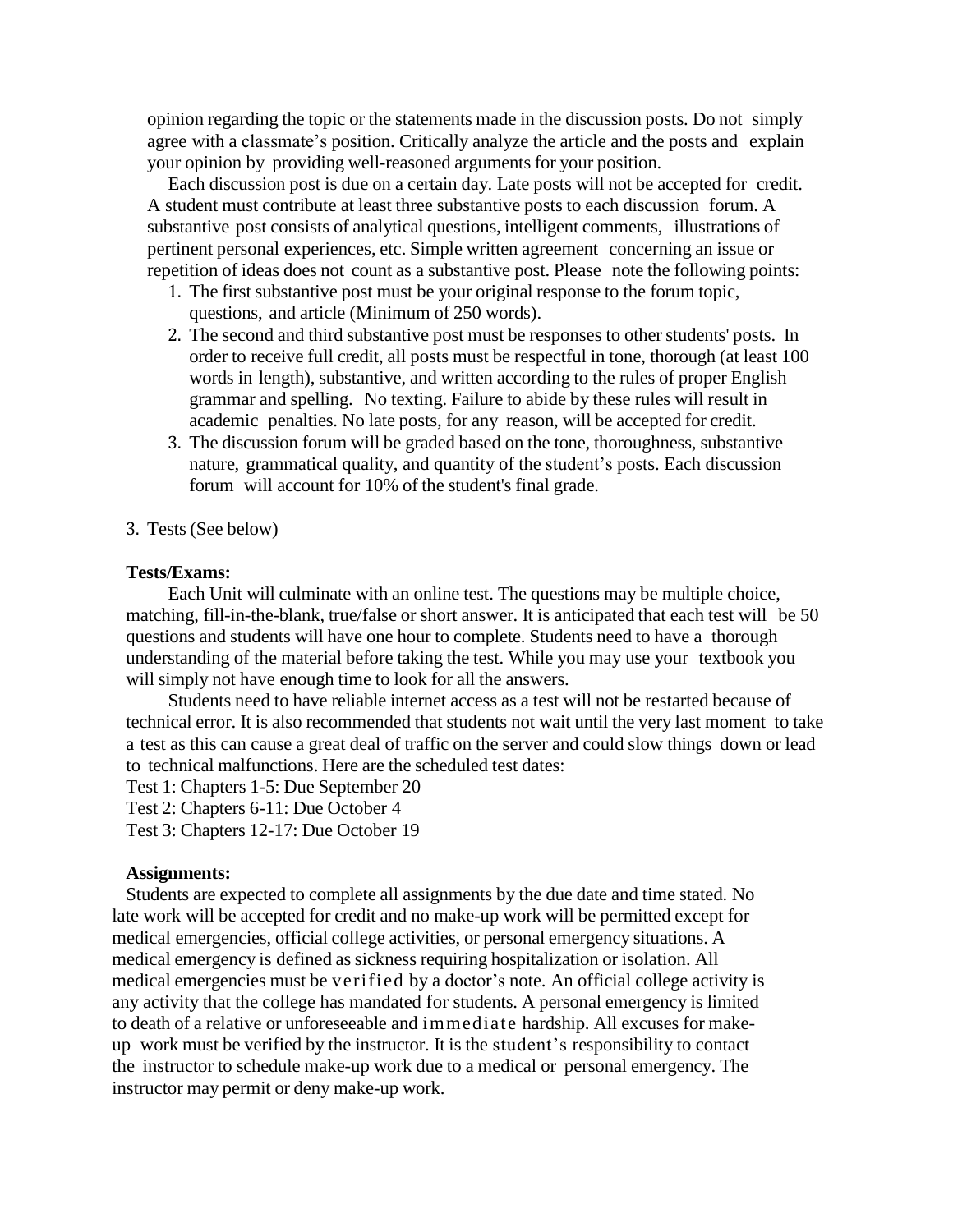opinion regarding the topic or the statements made in the discussion posts. Do not simply agree with a classmate's position. Critically analyze the article and the posts and explain your opinion by providing well-reasoned arguments for your position.

Each discussion post is due on a certain day. Late posts will not be accepted for credit. A student must contribute at least three substantive posts to each discussion forum. A substantive post consists of analytical questions, intelligent comments, illustrations of pertinent personal experiences, etc. Simple written agreement concerning an issue or repetition of ideas does not count as a substantive post. Please note the following points:

1. The first substantive post must be your original response to the forum topic, questions, and article (Minimum of 250 words).
2. The second and third substantive post must be responses to other students' posts. In order to receive full credit, all posts must be respectful in tone, thorough (at least 100 words in length), substantive, and written according to the rules of proper English grammar and spelling. No texting. Failure to abide by these rules will result in academic penalties. No late posts, for any reason, will be accepted for credit.
3. The discussion forum will be graded based on the tone, thoroughness, substantive nature, grammatical quality, and quantity of the student's posts. Each discussion forum will account for 10% of the student's final grade.

3. Tests (See below)

**Tests/Exams:**

Each Unit will culminate with an online test. The questions may be multiple choice, matching, fill-in-the-blank, true/false or short answer. It is anticipated that each test will be 50 questions and students will have one hour to complete. Students need to have a thorough understanding of the material before taking the test. While you may use your textbook you will simply not have enough time to look for all the answers.

Students need to have reliable internet access as a test will not be restarted because of technical error. It is also recommended that students not wait until the very last moment to take a test as this can cause a great deal of traffic on the server and could slow things down or lead to technical malfunctions. Here are the scheduled test dates:

Test 1: Chapters 1-5: Due September 20
Test 2: Chapters 6-11: Due October 4
Test 3: Chapters 12-17: Due October 19

**Assignments:**

Students are expected to complete all assignments by the due date and time stated. No late work will be accepted for credit and no make-up work will be permitted except for medical emergencies, official college activities, or personal emergency situations. A medical emergency is defined as sickness requiring hospitalization or isolation. All medical emergencies must be verified by a doctor's note. An official college activity is any activity that the college has mandated for students. A personal emergency is limited to death of a relative or unforeseeable and immediate hardship. All excuses for make-up work must be verified by the instructor. It is the student's responsibility to contact the instructor to schedule make-up work due to a medical or personal emergency. The instructor may permit or deny make-up work.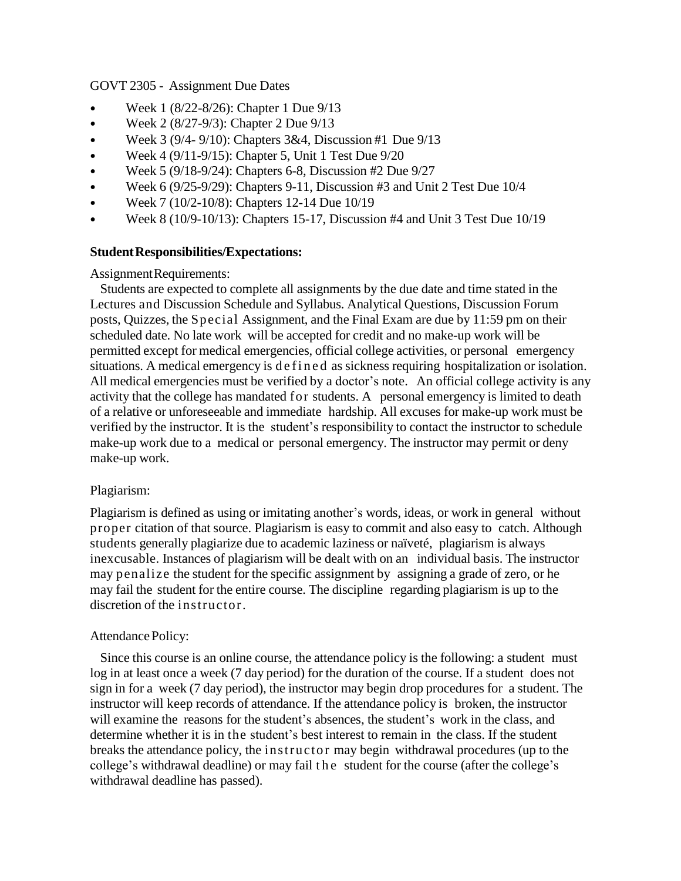GOVT 2305 - Assignment Due Dates

- Week 1 (8/22-8/26): Chapter 1 Due 9/13
- Week 2 (8/27-9/3): Chapter 2 Due 9/13
- Week 3 (9/4- 9/10): Chapters 3&4, Discussion #1 Due 9/13
- Week 4 (9/11-9/15): Chapter 5, Unit 1 Test Due 9/20
- Week 5 (9/18-9/24): Chapters 6-8, Discussion #2 Due 9/27
- Week 6 (9/25-9/29): Chapters 9-11, Discussion #3 and Unit 2 Test Due 10/4
- Week 7 (10/2-10/8): Chapters 12-14 Due 10/19
- Week 8 (10/9-10/13): Chapters 15-17, Discussion #4 and Unit 3 Test Due 10/19

**Student Responsibilities/Expectations:**

Assignment Requirements:

Students are expected to complete all assignments by the due date and time stated in the Lectures and Discussion Schedule and Syllabus. Analytical Questions, Discussion Forum posts, Quizzes, the Special Assignment, and the Final Exam are due by 11:59 pm on their scheduled date. No late work will be accepted for credit and no make-up work will be permitted except for medical emergencies, official college activities, or personal emergency situations. A medical emergency is defined as sickness requiring hospitalization or isolation. All medical emergencies must be verified by a doctor's note. An official college activity is any activity that the college has mandated for students. A personal emergency is limited to death of a relative or unforeseeable and immediate hardship. All excuses for make-up work must be verified by the instructor. It is the student's responsibility to contact the instructor to schedule make-up work due to a medical or personal emergency. The instructor may permit or deny make-up work.

Plagiarism:

Plagiarism is defined as using or imitating another's words, ideas, or work in general without proper citation of that source. Plagiarism is easy to commit and also easy to catch. Although students generally plagiarize due to academic laziness or naïveté, plagiarism is always inexcusable. Instances of plagiarism will be dealt with on an individual basis. The instructor may penalize the student for the specific assignment by assigning a grade of zero, or he may fail the student for the entire course. The discipline regarding plagiarism is up to the discretion of the instructor.

Attendance Policy:

Since this course is an online course, the attendance policy is the following: a student must log in at least once a week (7 day period) for the duration of the course. If a student does not sign in for a week (7 day period), the instructor may begin drop procedures for a student. The instructor will keep records of attendance. If the attendance policy is broken, the instructor will examine the reasons for the student's absences, the student's work in the class, and determine whether it is in the student's best interest to remain in the class. If the student breaks the attendance policy, the instructor may begin withdrawal procedures (up to the college's withdrawal deadline) or may fail the student for the course (after the college's withdrawal deadline has passed).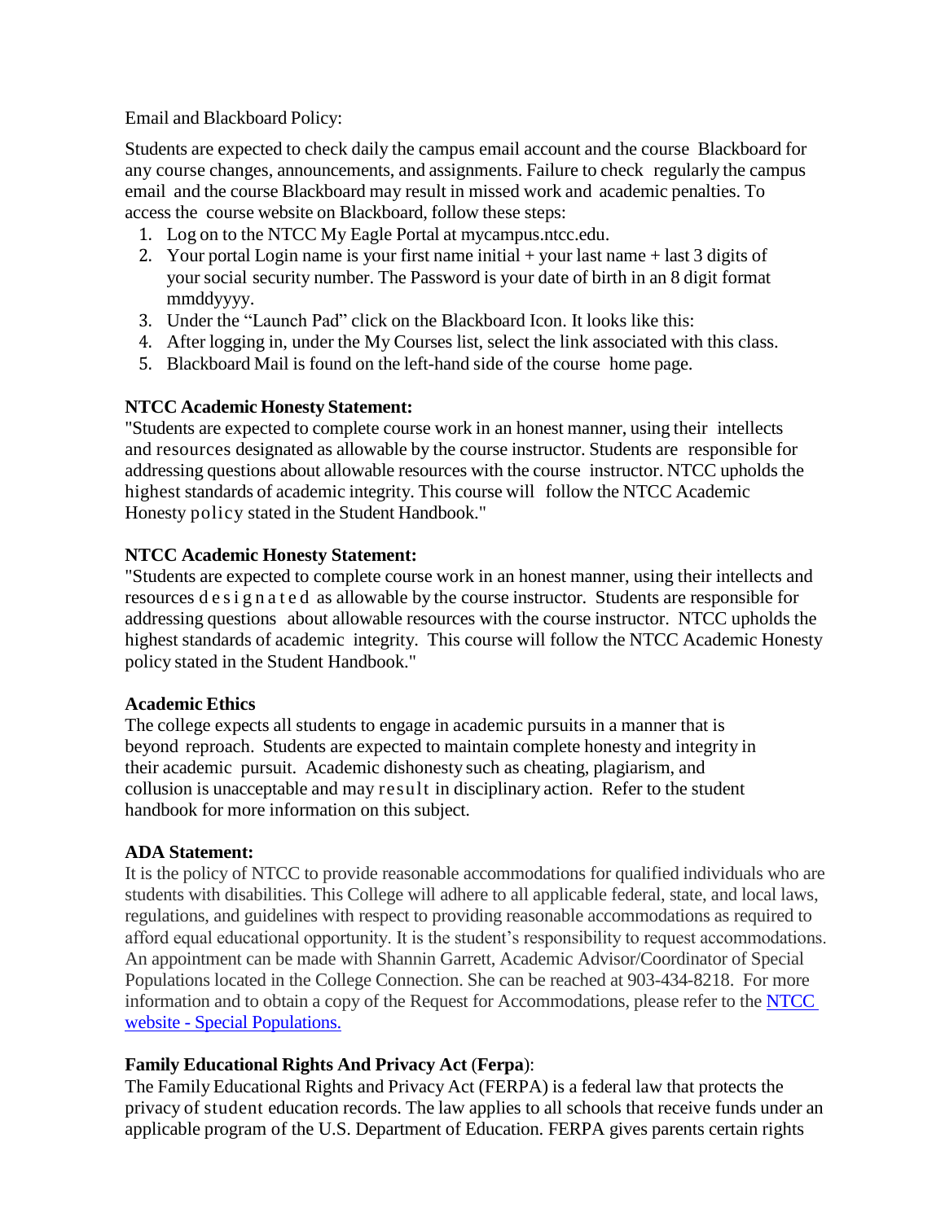Email and Blackboard Policy:

Students are expected to check daily the campus email account and the course Blackboard for any course changes, announcements, and assignments. Failure to check regularly the campus email and the course Blackboard may result in missed work and academic penalties. To access the course website on Blackboard, follow these steps:

1. Log on to the NTCC My Eagle Portal at mycampus.ntcc.edu.
2. Your portal Login name is your first name initial + your last name + last 3 digits of your social security number. The Password is your date of birth in an 8 digit format mmddyyyy.
3. Under the "Launch Pad" click on the Blackboard Icon. It looks like this:
4. After logging in, under the My Courses list, select the link associated with this class.
5. Blackboard Mail is found on the left-hand side of the course home page.

**NTCC Academic Honesty Statement:**

"Students are expected to complete course work in an honest manner, using their intellects and resources designated as allowable by the course instructor. Students are responsible for addressing questions about allowable resources with the course instructor. NTCC upholds the highest standards of academic integrity. This course will follow the NTCC Academic Honesty policy stated in the Student Handbook."

**NTCC Academic Honesty Statement:**

"Students are expected to complete course work in an honest manner, using their intellects and resources designated as allowable by the course instructor. Students are responsible for addressing questions about allowable resources with the course instructor. NTCC upholds the highest standards of academic integrity. This course will follow the NTCC Academic Honesty policy stated in the Student Handbook."

**Academic Ethics**

The college expects all students to engage in academic pursuits in a manner that is beyond reproach. Students are expected to maintain complete honesty and integrity in their academic pursuit. Academic dishonesty such as cheating, plagiarism, and collusion is unacceptable and may result in disciplinary action. Refer to the student handbook for more information on this subject.

**ADA Statement:**

It is the policy of NTCC to provide reasonable accommodations for qualified individuals who are students with disabilities. This College will adhere to all applicable federal, state, and local laws, regulations, and guidelines with respect to providing reasonable accommodations as required to afford equal educational opportunity. It is the student's responsibility to request accommodations. An appointment can be made with Shannin Garrett, Academic Advisor/Coordinator of Special Populations located in the College Connection. She can be reached at 903-434-8218. For more information and to obtain a copy of the Request for Accommodations, please refer to the [NTCC website - Special Populations.]

**Family Educational Rights And Privacy Act** (**Ferpa**):

The Family Educational Rights and Privacy Act (FERPA) is a federal law that protects the privacy of student education records. The law applies to all schools that receive funds under an applicable program of the U.S. Department of Education. FERPA gives parents certain rights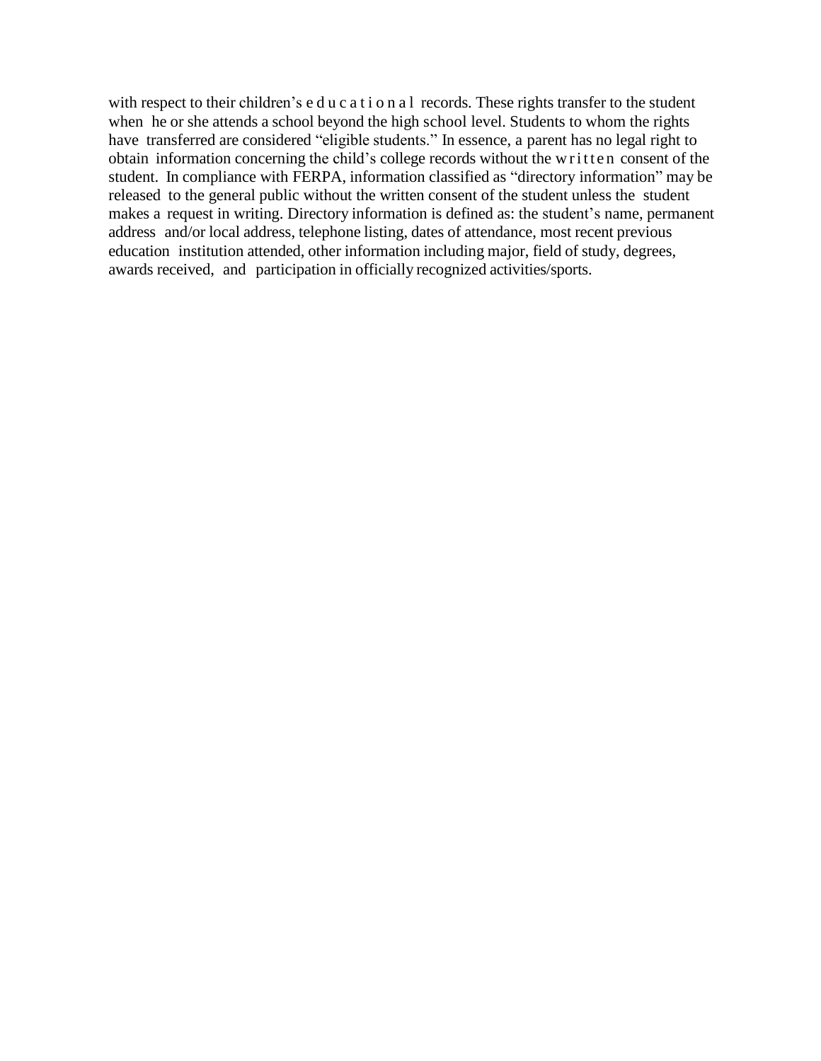with respect to their children's educational records. These rights transfer to the student when he or she attends a school beyond the high school level. Students to whom the rights have transferred are considered "eligible students." In essence, a parent has no legal right to obtain information concerning the child's college records without the written consent of the student. In compliance with FERPA, information classified as "directory information" may be released to the general public without the written consent of the student unless the student makes a request in writing. Directory information is defined as: the student's name, permanent address and/or local address, telephone listing, dates of attendance, most recent previous education institution attended, other information including major, field of study, degrees, awards received, and participation in officially recognized activities/sports.